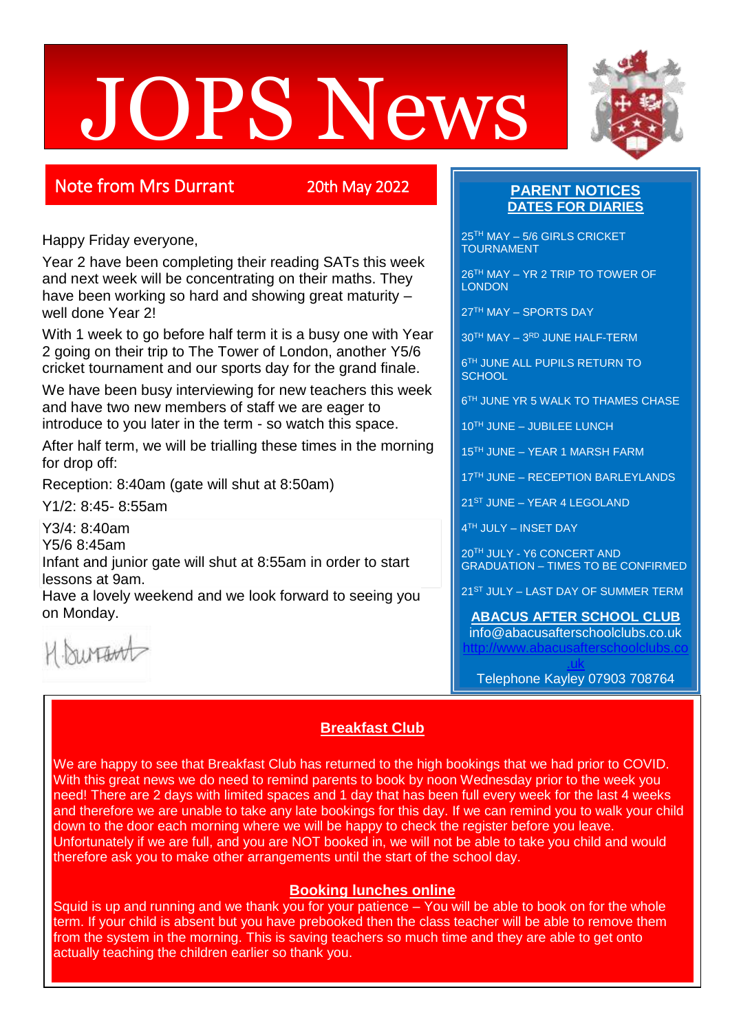# JOPS News

## Note from Mrs Durrant

20th May 2022

Happy Friday everyone,

Year 2 have been completing their reading SATs this week and next week will be concentrating on their maths. They have been working so hard and showing great maturity – well done Year 2!

With 1 week to go before half term it is a busy one with Year 2 going on their trip to The Tower of London, another Y5/6 cricket tournament and our sports day for the grand finale.

We have been busy interviewing for new teachers this week and have two new members of staff we are eager to introduce to you later in the term - so watch this space.

After half term, we will be trialling these times in the morning for drop off:

Reception: 8:40am (gate will shut at 8:50am)

Y1/2: 8:45- 8:55am

Y3/4: 8:40am
Y5/6 8:45am
Infant and junior gate will shut at 8:55am in order to start lessons at 9am.
Have a lovely weekend and we look forward to seeing you on Monday.

H Durrant

## PARENT NOTICES DATES FOR DIARIES

25TH MAY – 5/6 GIRLS CRICKET TOURNAMENT

26TH MAY – YR 2 TRIP TO TOWER OF LONDON

27TH MAY – SPORTS DAY

30TH MAY – 3RD JUNE HALF-TERM

6TH JUNE ALL PUPILS RETURN TO SCHOOL

6TH JUNE YR 5 WALK TO THAMES CHASE

10TH JUNE – JUBILEE LUNCH

15TH JUNE – YEAR 1 MARSH FARM

17TH JUNE – RECEPTION BARLEYLANDS

21ST JUNE – YEAR 4 LEGOLAND

4TH JULY – INSET DAY

20TH JULY - Y6 CONCERT AND GRADUATION – TIMES TO BE CONFIRMED

21ST JULY – LAST DAY OF SUMMER TERM

**ABACUS AFTER SCHOOL CLUB**

info@abacusafterschoolclubs.co.uk

http://www.abacusafterschoolclubs.co.uk

Telephone Kayley 07903 708764

## Breakfast Club

We are happy to see that Breakfast Club has returned to the high bookings that we had prior to COVID. With this great news we do need to remind parents to book by noon Wednesday prior to the week you need! There are 2 days with limited spaces and 1 day that has been full every week for the last 4 weeks and therefore we are unable to take any late bookings for this day. If we can remind you to walk your child down to the door each morning where we will be happy to check the register before you leave. Unfortunately if we are full, and you are NOT booked in, we will not be able to take you child and would therefore ask you to make other arrangements until the start of the school day.

## Booking lunches online

Squid is up and running and we thank you for your patience – You will be able to book on for the whole term. If your child is absent but you have prebooked then the class teacher will be able to remove them from the system in the morning. This is saving teachers so much time and they are able to get onto actually teaching the children earlier so thank you.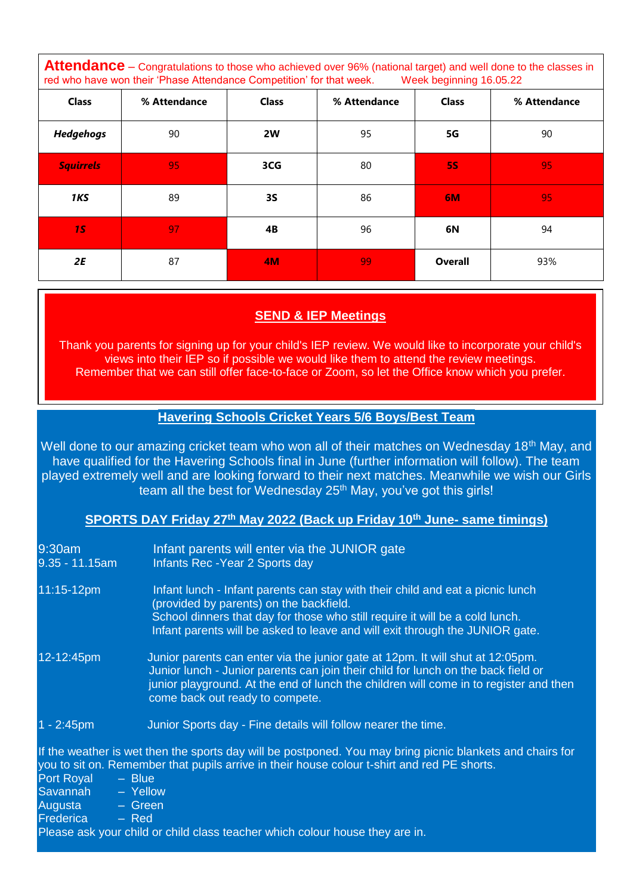## Attendance

– Congratulations to those who achieved over 96% (national target) and well done to the classes in red who have won their 'Phase Attendance Competition' for that week. Week beginning 16.05.22

| Class | % Attendance | Class | % Attendance | Class | % Attendance |
|---|---|---|---|---|---|
| ***Hedgehogs*** | 90 | **2W** | 95 | **5G** | 90 |
| ***Squirrels*** | 95 | **3CG** | 80 | **5S** | 95 |
| ***1KS*** | 89 | **3S** | 86 | **6M** | 95 |
| ***1S*** | 97 | **4B** | 96 | **6N** | 94 |
| ***2E*** | 87 | **4M** | 99 | **Overall** | 93% |

## SEND & IEP Meetings

Thank you parents for signing up for your child's IEP review. We would like to incorporate your child's views into their IEP so if possible we would like them to attend the review meetings. Remember that we can still offer face-to-face or Zoom, so let the Office know which you prefer.

## Havering Schools Cricket Years 5/6 Boys/Best Team

Well done to our amazing cricket team who won all of their matches on Wednesday 18th May, and have qualified for the Havering Schools final in June (further information will follow). The team played extremely well and are looking forward to their next matches. Meanwhile we wish our Girls team all the best for Wednesday 25th May, you've got this girls!

## SPORTS DAY Friday 27th May 2022 (Back up Friday 10th June- same timings)

9:30am — Infant parents will enter via the JUNIOR gate

9.35 - 11.15am — Infants Rec -Year 2 Sports day

11:15-12pm — Infant lunch - Infant parents can stay with their child and eat a picnic lunch (provided by parents) on the backfield.
School dinners that day for those who still require it will be a cold lunch.
Infant parents will be asked to leave and will exit through the JUNIOR gate.

12-12:45pm — Junior parents can enter via the junior gate at 12pm. It will shut at 12:05pm.
Junior lunch - Junior parents can join their child for lunch on the back field or junior playground. At the end of lunch the children will come in to register and then come back out ready to compete.

1 - 2:45pm — Junior Sports day - Fine details will follow nearer the time.

If the weather is wet then the sports day will be postponed. You may bring picnic blankets and chairs for you to sit on. Remember that pupils arrive in their house colour t-shirt and red PE shorts.

Port Royal – Blue
Savannah – Yellow
Augusta – Green
Frederica – Red

Please ask your child or child class teacher which colour house they are in.